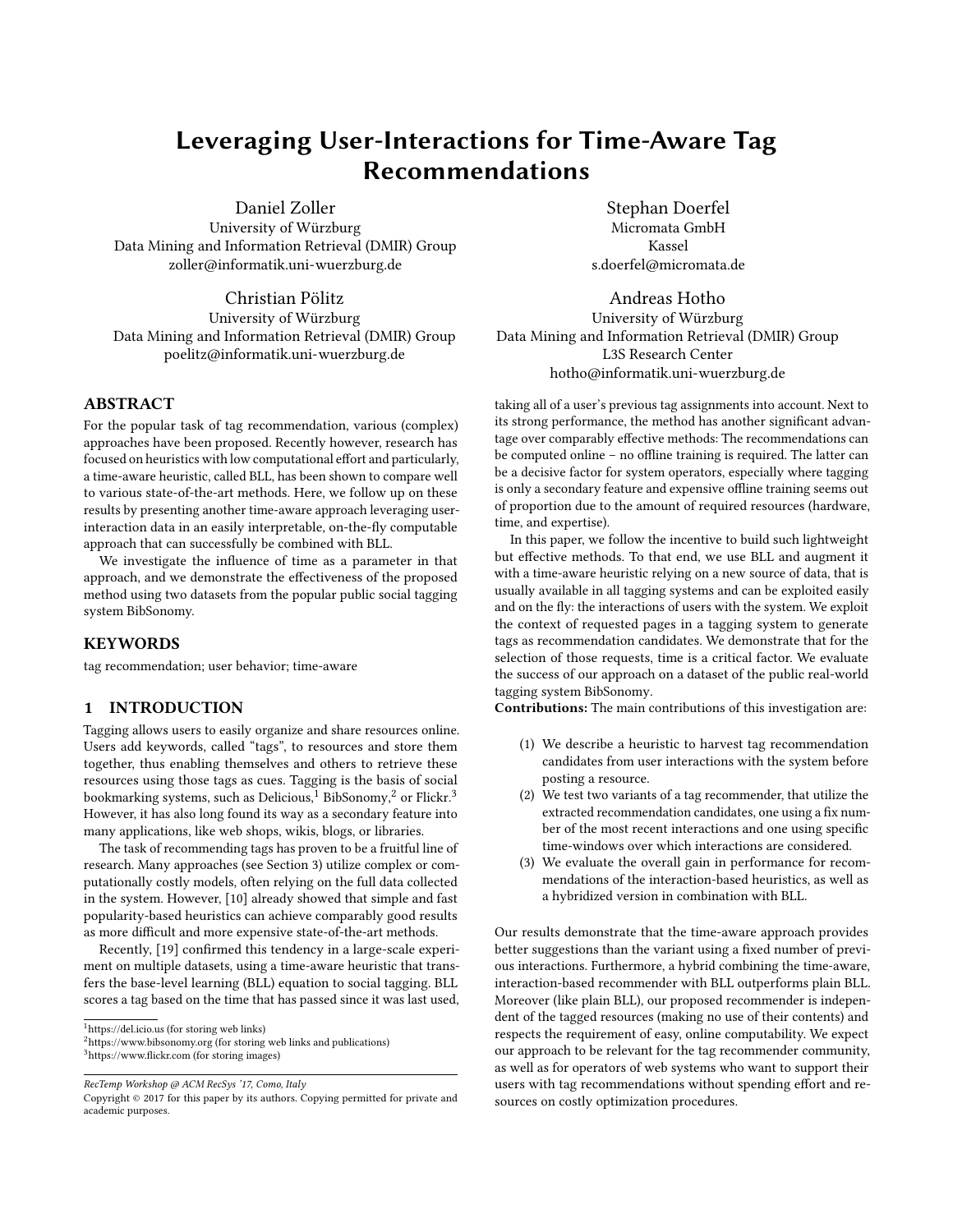# Leveraging User-Interactions for Time-Aware Tag Recommendations

Daniel Zoller
University of Würzburg
Data Mining and Information Retrieval (DMIR) Group
zoller@informatik.uni-wuerzburg.de

Stephan Doerfel
Micromata GmbH
Kassel
s.doerfel@micromata.de

Christian Pölitz
University of Würzburg
Data Mining and Information Retrieval (DMIR) Group
poelitz@informatik.uni-wuerzburg.de

Andreas Hotho
University of Würzburg
Data Mining and Information Retrieval (DMIR) Group
L3S Research Center
hotho@informatik.uni-wuerzburg.de

## ABSTRACT

For the popular task of tag recommendation, various (complex) approaches have been proposed. Recently however, research has focused on heuristics with low computational effort and particularly, a time-aware heuristic, called BLL, has been shown to compare well to various state-of-the-art methods. Here, we follow up on these results by presenting another time-aware approach leveraging user-interaction data in an easily interpretable, on-the-fly computable approach that can successfully be combined with BLL.

We investigate the influence of time as a parameter in that approach, and we demonstrate the effectiveness of the proposed method using two datasets from the popular public social tagging system BibSonomy.

## KEYWORDS

tag recommendation; user behavior; time-aware

## 1 INTRODUCTION

Tagging allows users to easily organize and share resources online. Users add keywords, called "tags", to resources and store them together, thus enabling themselves and others to retrieve these resources using those tags as cues. Tagging is the basis of social bookmarking systems, such as Delicious,[1] BibSonomy,[2] or Flickr.[3] However, it has also long found its way as a secondary feature into many applications, like web shops, wikis, blogs, or libraries.

The task of recommending tags has proven to be a fruitful line of research. Many approaches (see Section 3) utilize complex or computationally costly models, often relying on the full data collected in the system. However, [10] already showed that simple and fast popularity-based heuristics can achieve comparably good results as more difficult and more expensive state-of-the-art methods.

Recently, [19] confirmed this tendency in a large-scale experiment on multiple datasets, using a time-aware heuristic that transfers the base-level learning (BLL) equation to social tagging. BLL scores a tag based on the time that has passed since it was last used, taking all of a user's previous tag assignments into account. Next to its strong performance, the method has another significant advantage over comparably effective methods: The recommendations can be computed online – no offline training is required. The latter can be a decisive factor for system operators, especially where tagging is only a secondary feature and expensive offline training seems out of proportion due to the amount of required resources (hardware, time, and expertise).

In this paper, we follow the incentive to build such lightweight but effective methods. To that end, we use BLL and augment it with a time-aware heuristic relying on a new source of data, that is usually available in all tagging systems and can be exploited easily and on the fly: the interactions of users with the system. We exploit the context of requested pages in a tagging system to generate tags as recommendation candidates. We demonstrate that for the selection of those requests, time is a critical factor. We evaluate the success of our approach on a dataset of the public real-world tagging system BibSonomy.

**Contributions:** The main contributions of this investigation are:

1. We describe a heuristic to harvest tag recommendation candidates from user interactions with the system before posting a resource.
2. We test two variants of a tag recommender, that utilize the extracted recommendation candidates, one using a fix number of the most recent interactions and one using specific time-windows over which interactions are considered.
3. We evaluate the overall gain in performance for recommendations of the interaction-based heuristics, as well as a hybridized version in combination with BLL.

Our results demonstrate that the time-aware approach provides better suggestions than the variant using a fixed number of previous interactions. Furthermore, a hybrid combining the time-aware, interaction-based recommender with BLL outperforms plain BLL. Moreover (like plain BLL), our proposed recommender is independent of the tagged resources (making no use of their contents) and respects the requirement of easy, online computability. We expect our approach to be relevant for the tag recommender community, as well as for operators of web systems who want to support their users with tag recommendations without spending effort and resources on costly optimization procedures.

---

[1] https://del.icio.us (for storing web links)
[2] https://www.bibsonomy.org (for storing web links and publications)
[3] https://www.flickr.com (for storing images)

*RecTemp Workshop @ ACM RecSys '17, Como, Italy*
Copyright © 2017 for this paper by its authors. Copying permitted for private and academic purposes.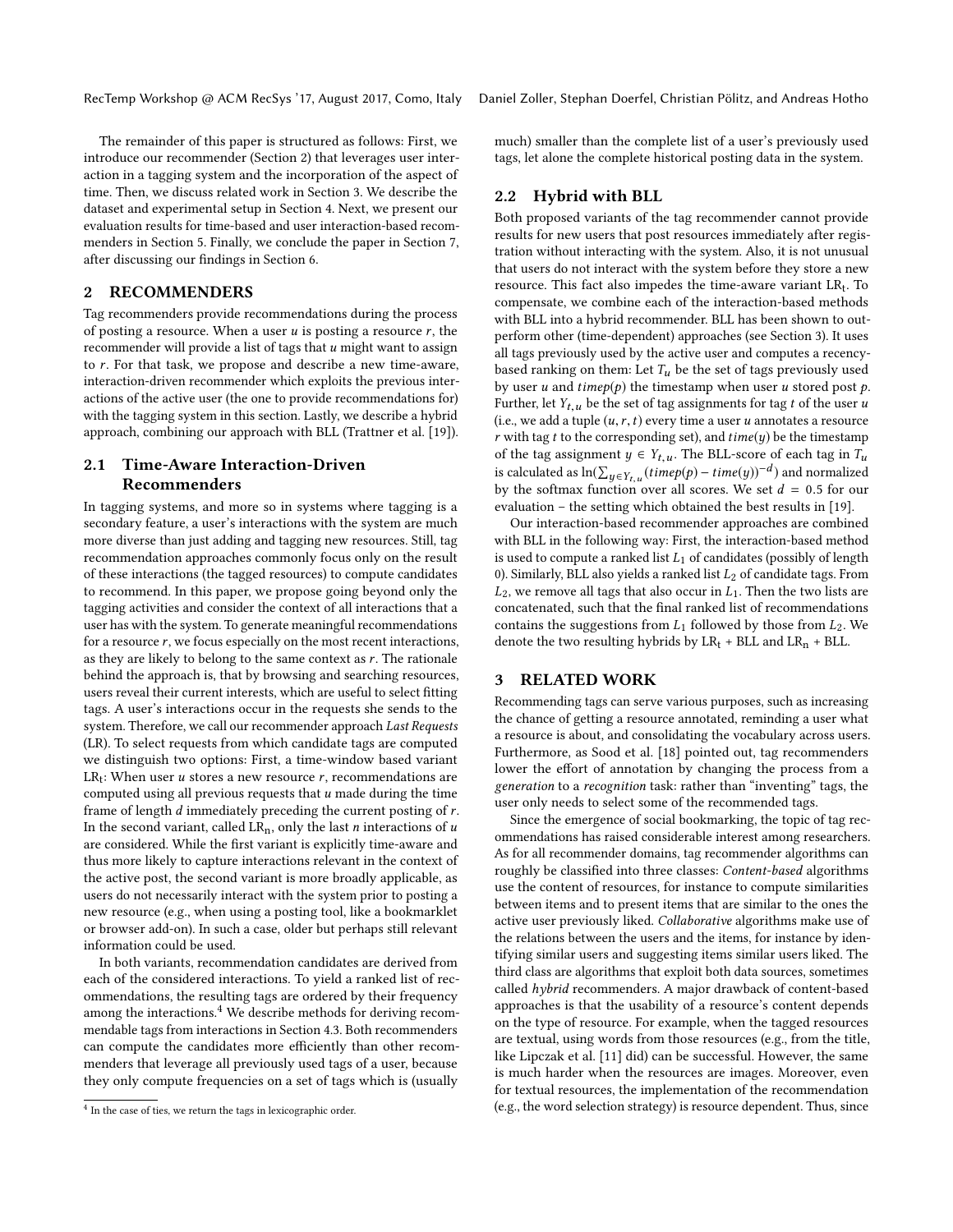The remainder of this paper is structured as follows: First, we introduce our recommender (Section 2) that leverages user interaction in a tagging system and the incorporation of the aspect of time. Then, we discuss related work in Section 3. We describe the dataset and experimental setup in Section 4. Next, we present our evaluation results for time-based and user interaction-based recommenders in Section 5. Finally, we conclude the paper in Section 7, after discussing our findings in Section 6.

## 2 RECOMMENDERS

Tag recommenders provide recommendations during the process of posting a resource. When a user $u$ is posting a resource $r$, the recommender will provide a list of tags that $u$ might want to assign to $r$. For that task, we propose and describe a new time-aware, interaction-driven recommender which exploits the previous interactions of the active user (the one to provide recommendations for) with the tagging system in this section. Lastly, we describe a hybrid approach, combining our approach with BLL (Trattner et al. [19]).

### 2.1 Time-Aware Interaction-Driven Recommenders

In tagging systems, and more so in systems where tagging is a secondary feature, a user's interactions with the system are much more diverse than just adding and tagging new resources. Still, tag recommendation approaches commonly focus only on the result of these interactions (the tagged resources) to compute candidates to recommend. In this paper, we propose going beyond only the tagging activities and consider the context of all interactions that a user has with the system. To generate meaningful recommendations for a resource $r$, we focus especially on the most recent interactions, as they are likely to belong to the same context as $r$. The rationale behind the approach is, that by browsing and searching resources, users reveal their current interests, which are useful to select fitting tags. A user's interactions occur in the requests she sends to the system. Therefore, we call our recommender approach *Last Requests* (LR). To select requests from which candidate tags are computed we distinguish two options: First, a time-window based variant $\text{LR}_\text{t}$: When user $u$ stores a new resource $r$, recommendations are computed using all previous requests that $u$ made during the time frame of length $d$ immediately preceding the current posting of $r$. In the second variant, called $\text{LR}_\text{n}$, only the last $n$ interactions of $u$ are considered. While the first variant is explicitly time-aware and thus more likely to capture interactions relevant in the context of the active post, the second variant is more broadly applicable, as users do not necessarily interact with the system prior to posting a new resource (e.g., when using a posting tool, like a bookmarklet or browser add-on). In such a case, older but perhaps still relevant information could be used.

In both variants, recommendation candidates are derived from each of the considered interactions. To yield a ranked list of recommendations, the resulting tags are ordered by their frequency among the interactions.[4] We describe methods for deriving recommendable tags from interactions in Section 4.3. Both recommenders can compute the candidates more efficiently than other recommenders that leverage all previously used tags of a user, because they only compute frequencies on a set of tags which is (usually much) smaller than the complete list of a user's previously used tags, let alone the complete historical posting data in the system.

[4] In the case of ties, we return the tags in lexicographic order.

### 2.2 Hybrid with BLL

Both proposed variants of the tag recommender cannot provide results for new users that post resources immediately after registration without interacting with the system. Also, it is not unusual that users do not interact with the system before they store a new resource. This fact also impedes the time-aware variant $\text{LR}_\text{t}$. To compensate, we combine each of the interaction-based methods with BLL into a hybrid recommender. BLL has been shown to outperform other (time-dependent) approaches (see Section 3). It uses all tags previously used by the active user and computes a recency-based ranking on them: Let $T_u$ be the set of tags previously used by user $u$ and $timep(p)$ the timestamp when user $u$ stored post $p$. Further, let $Y_{t,u}$ be the set of tag assignments for tag $t$ of the user $u$ (i.e., we add a tuple $(u, r, t)$ every time a user $u$ annotates a resource $r$ with tag $t$ to the corresponding set), and $time(y)$ be the timestamp of the tag assignment $y \in Y_{t,u}$. The BLL-score of each tag in $T_u$ is calculated as $\ln(\sum_{y \in Y_{t,u}} (timep(p) - time(y))^{-d})$ and normalized by the softmax function over all scores. We set $d = 0.5$ for our evaluation – the setting which obtained the best results in [19].

Our interaction-based recommender approaches are combined with BLL in the following way: First, the interaction-based method is used to compute a ranked list $L_1$ of candidates (possibly of length 0). Similarly, BLL also yields a ranked list $L_2$ of candidate tags. From $L_2$, we remove all tags that also occur in $L_1$. Then the two lists are concatenated, such that the final ranked list of recommendations contains the suggestions from $L_1$ followed by those from $L_2$. We denote the two resulting hybrids by $\text{LR}_\text{t}$ + BLL and $\text{LR}_\text{n}$ + BLL.

## 3 RELATED WORK

Recommending tags can serve various purposes, such as increasing the chance of getting a resource annotated, reminding a user what a resource is about, and consolidating the vocabulary across users. Furthermore, as Sood et al. [18] pointed out, tag recommenders lower the effort of annotation by changing the process from a *generation* to a *recognition* task: rather than "inventing" tags, the user only needs to select some of the recommended tags.

Since the emergence of social bookmarking, the topic of tag recommendations has raised considerable interest among researchers. As for all recommender domains, tag recommender algorithms can roughly be classified into three classes: *Content-based* algorithms use the content of resources, for instance to compute similarities between items and to present items that are similar to the ones the active user previously liked. *Collaborative* algorithms make use of the relations between the users and the items, for instance by identifying similar users and suggesting items similar users liked. The third class are algorithms that exploit both data sources, sometimes called *hybrid* recommenders. A major drawback of content-based approaches is that the usability of a resource's content depends on the type of resource. For example, when the tagged resources are textual, using words from those resources (e.g., from the title, like Lipczak et al. [11] did) can be successful. However, the same is much harder when the resources are images. Moreover, even for textual resources, the implementation of the recommendation (e.g., the word selection strategy) is resource dependent. Thus, since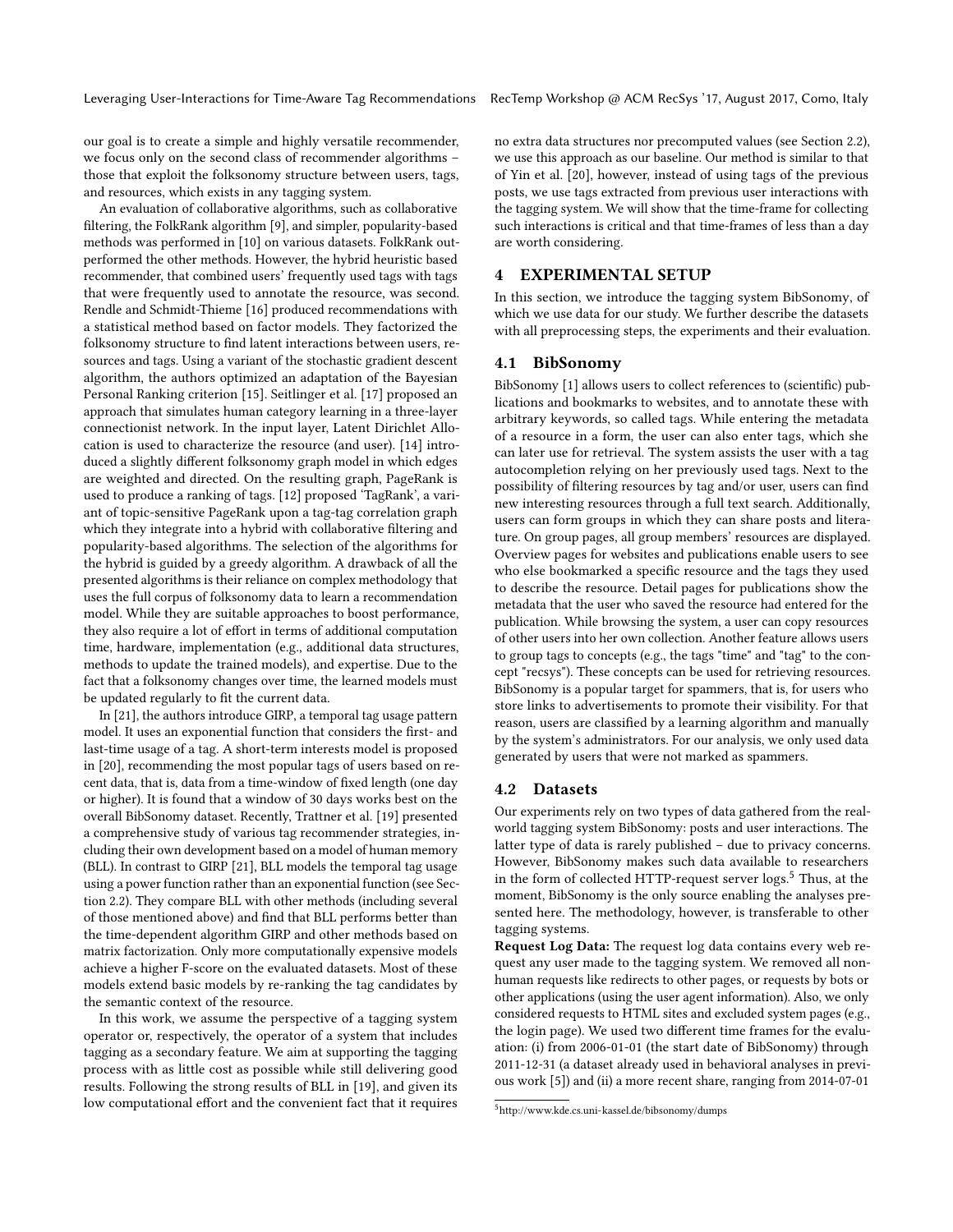our goal is to create a simple and highly versatile recommender, we focus only on the second class of recommender algorithms – those that exploit the folksonomy structure between users, tags, and resources, which exists in any tagging system.

An evaluation of collaborative algorithms, such as collaborative filtering, the FolkRank algorithm [9], and simpler, popularity-based methods was performed in [10] on various datasets. FolkRank outperformed the other methods. However, the hybrid heuristic based recommender, that combined users' frequently used tags with tags that were frequently used to annotate the resource, was second. Rendle and Schmidt-Thieme [16] produced recommendations with a statistical method based on factor models. They factorized the folksonomy structure to find latent interactions between users, resources and tags. Using a variant of the stochastic gradient descent algorithm, the authors optimized an adaptation of the Bayesian Personal Ranking criterion [15]. Seitlinger et al. [17] proposed an approach that simulates human category learning in a three-layer connectionist network. In the input layer, Latent Dirichlet Allocation is used to characterize the resource (and user). [14] introduced a slightly different folksonomy graph model in which edges are weighted and directed. On the resulting graph, PageRank is used to produce a ranking of tags. [12] proposed 'TagRank', a variant of topic-sensitive PageRank upon a tag-tag correlation graph which they integrate into a hybrid with collaborative filtering and popularity-based algorithms. The selection of the algorithms for the hybrid is guided by a greedy algorithm. A drawback of all the presented algorithms is their reliance on complex methodology that uses the full corpus of folksonomy data to learn a recommendation model. While they are suitable approaches to boost performance, they also require a lot of effort in terms of additional computation time, hardware, implementation (e.g., additional data structures, methods to update the trained models), and expertise. Due to the fact that a folksonomy changes over time, the learned models must be updated regularly to fit the current data.

In [21], the authors introduce GIRP, a temporal tag usage pattern model. It uses an exponential function that considers the first- and last-time usage of a tag. A short-term interests model is proposed in [20], recommending the most popular tags of users based on recent data, that is, data from a time-window of fixed length (one day or higher). It is found that a window of 30 days works best on the overall BibSonomy dataset. Recently, Trattner et al. [19] presented a comprehensive study of various tag recommender strategies, including their own development based on a model of human memory (BLL). In contrast to GIRP [21], BLL models the temporal tag usage using a power function rather than an exponential function (see Section 2.2). They compare BLL with other methods (including several of those mentioned above) and find that BLL performs better than the time-dependent algorithm GIRP and other methods based on matrix factorization. Only more computationally expensive models achieve a higher F-score on the evaluated datasets. Most of these models extend basic models by re-ranking the tag candidates by the semantic context of the resource.

In this work, we assume the perspective of a tagging system operator or, respectively, the operator of a system that includes tagging as a secondary feature. We aim at supporting the tagging process with as little cost as possible while still delivering good results. Following the strong results of BLL in [19], and given its low computational effort and the convenient fact that it requires no extra data structures nor precomputed values (see Section 2.2), we use this approach as our baseline. Our method is similar to that of Yin et al. [20], however, instead of using tags of the previous posts, we use tags extracted from previous user interactions with the tagging system. We will show that the time-frame for collecting such interactions is critical and that time-frames of less than a day are worth considering.

## 4 EXPERIMENTAL SETUP

In this section, we introduce the tagging system BibSonomy, of which we use data for our study. We further describe the datasets with all preprocessing steps, the experiments and their evaluation.

### 4.1 BibSonomy

BibSonomy [1] allows users to collect references to (scientific) publications and bookmarks to websites, and to annotate these with arbitrary keywords, so called tags. While entering the metadata of a resource in a form, the user can also enter tags, which she can later use for retrieval. The system assists the user with a tag autocompletion relying on her previously used tags. Next to the possibility of filtering resources by tag and/or user, users can find new interesting resources through a full text search. Additionally, users can form groups in which they can share posts and literature. On group pages, all group members' resources are displayed. Overview pages for websites and publications enable users to see who else bookmarked a specific resource and the tags they used to describe the resource. Detail pages for publications show the metadata that the user who saved the resource had entered for the publication. While browsing the system, a user can copy resources of other users into her own collection. Another feature allows users to group tags to concepts (e.g., the tags "time" and "tag" to the concept "recsys"). These concepts can be used for retrieving resources. BibSonomy is a popular target for spammers, that is, for users who store links to advertisements to promote their visibility. For that reason, users are classified by a learning algorithm and manually by the system's administrators. For our analysis, we only used data generated by users that were not marked as spammers.

### 4.2 Datasets

Our experiments rely on two types of data gathered from the real-world tagging system BibSonomy: posts and user interactions. The latter type of data is rarely published – due to privacy concerns. However, BibSonomy makes such data available to researchers in the form of collected HTTP-request server logs.[5] Thus, at the moment, BibSonomy is the only source enabling the analyses presented here. The methodology, however, is transferable to other tagging systems.

**Request Log Data:** The request log data contains every web request any user made to the tagging system. We removed all non-human requests like redirects to other pages, or requests by bots or other applications (using the user agent information). Also, we only considered requests to HTML sites and excluded system pages (e.g., the login page). We used two different time frames for the evaluation: (i) from 2006-01-01 (the start date of BibSonomy) through 2011-12-31 (a dataset already used in behavioral analyses in previous work [5]) and (ii) a more recent share, ranging from 2014-07-01

[5]http://www.kde.cs.uni-kassel.de/bibsonomy/dumps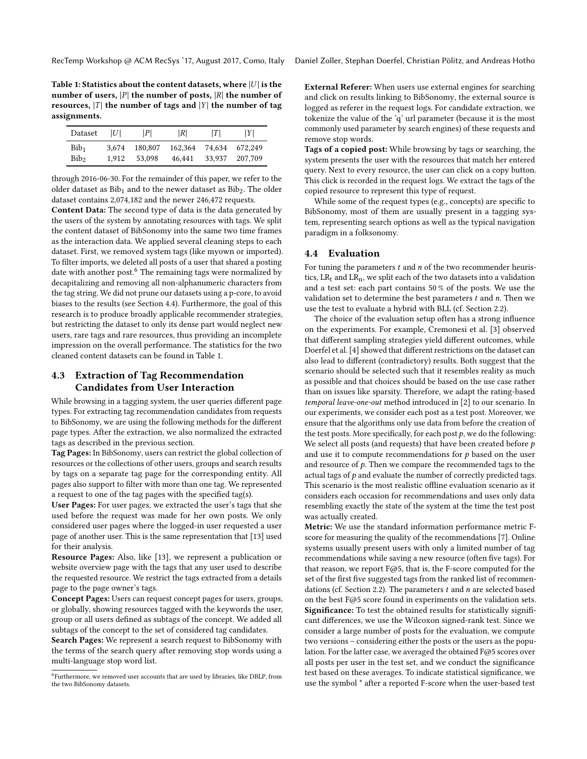Table 1: Statistics about the content datasets, where $|U|$ is the number of users, $|P|$ the number of posts, $|R|$ the number of resources, $|T|$ the number of tags and $|Y|$ the number of tag assignments.

| Dataset | $\|U\|$ | $\|P\|$ | $\|R\|$ | $\|T\|$ | $\|Y\|$ |
|---|---|---|---|---|---|
| $Bib_1$ | 3,674 | 180,807 | 162,364 | 74,634 | 672,249 |
| $Bib_2$ | 1,912 | 53,098 | 46,441 | 33,937 | 207,709 |

through 2016-06-30. For the remainder of this paper, we refer to the older dataset as $Bib_1$ and to the newer dataset as $Bib_2$. The older dataset contains 2,074,182 and the newer 246,472 requests.

**Content Data:** The second type of data is the data generated by the users of the system by annotating resources with tags. We split the content dataset of BibSonomy into the same two time frames as the interaction data. We applied several cleaning steps to each dataset. First, we removed system tags (like myown or imported). To filter imports, we deleted all posts of a user that shared a posting date with another post.[6] The remaining tags were normalized by decapitalizing and removing all non-alphanumeric characters from the tag string. We did not prune our datasets using a p-core, to avoid biases to the results (see Section 4.4). Furthermore, the goal of this research is to produce broadly applicable recommender strategies, but restricting the dataset to only its dense part would neglect new users, rare tags and rare resources, thus providing an incomplete impression on the overall performance. The statistics for the two cleaned content datasets can be found in Table 1.

## 4.3 Extraction of Tag Recommendation Candidates from User Interaction

While browsing in a tagging system, the user queries different page types. For extracting tag recommendation candidates from requests to BibSonomy, we are using the following methods for the different page types. After the extraction, we also normalized the extracted tags as described in the previous section.

**Tag Pages:** In BibSonomy, users can restrict the global collection of resources or the collections of other users, groups and search results by tags on a separate tag page for the corresponding entity. All pages also support to filter with more than one tag. We represented a request to one of the tag pages with the specified tag(s).

**User Pages:** For user pages, we extracted the user's tags that she used before the request was made for her own posts. We only considered user pages where the logged-in user requested a user page of another user. This is the same representation that [13] used for their analysis.

**Resource Pages:** Also, like [13], we represent a publication or website overview page with the tags that any user used to describe the requested resource. We restrict the tags extracted from a details page to the page owner's tags.

**Concept Pages:** Users can request concept pages for users, groups, or globally, showing resources tagged with the keywords the user, group or all users defined as subtags of the concept. We added all subtags of the concept to the set of considered tag candidates.

**Search Pages:** We represent a search request to BibSonomy with the terms of the search query after removing stop words using a multi-language stop word list.

**External Referer:** When users use external engines for searching and click on results linking to BibSonomy, the external source is logged as referer in the request logs. For candidate extraction, we tokenize the value of the 'q' url parameter (because it is the most commonly used parameter by search engines) of these requests and remove stop words.

**Tags of a copied post:** While browsing by tags or searching, the system presents the user with the resources that match her entered query. Next to every resource, the user can click on a copy button. This click is recorded in the request logs. We extract the tags of the copied resource to represent this type of request.

While some of the request types (e.g., concepts) are specific to BibSonomy, most of them are usually present in a tagging system, representing search options as well as the typical navigation paradigm in a folksonomy.

## 4.4 Evaluation

For tuning the parameters $t$ and $n$ of the two recommender heuristics, $LR_t$ and $LR_n$, we split each of the two datasets into a validation and a test set: each part contains 50 % of the posts. We use the validation set to determine the best parameters $t$ and $n$. Then we use the test to evaluate a hybrid with BLL (cf. Section 2.2).

The choice of the evaluation setup often has a strong influence on the experiments. For example, Cremonesi et al. [3] observed that different sampling strategies yield different outcomes, while Doerfel et al. [4] showed that different restrictions on the dataset can also lead to different (contradictory) results. Both suggest that the scenario should be selected such that it resembles reality as much as possible and that choices should be based on the use case rather than on issues like sparsity. Therefore, we adapt the rating-based *temporal leave-one-out* method introduced in [2] to our scenario. In our experiments, we consider each post as a test post. Moreover, we ensure that the algorithms only use data from before the creation of the test posts. More specifically, for each post $p$, we do the following: We select all posts (and requests) that have been created before $p$ and use it to compute recommendations for $p$ based on the user and resource of $p$. Then we compare the recommended tags to the actual tags of $p$ and evaluate the number of correctly predicted tags. This scenario is the most realistic offline evaluation scenario as it considers each occasion for recommendations and uses only data resembling exactly the state of the system at the time the test post was actually created.

**Metric:** We use the standard information performance metric F-score for measuring the quality of the recommendations [7]. Online systems usually present users with only a limited number of tag recommendations while saving a new resource (often five tags). For that reason, we report F@5, that is, the F-score computed for the set of the first five suggested tags from the ranked list of recommendations (cf. Section 2.2). The parameters $t$ and $n$ are selected based on the best F@5 score found in experiments on the validation sets.

**Significance:** To test the obtained results for statistically significant differences, we use the Wilcoxon signed-rank test. Since we consider a large number of posts for the evaluation, we compute two versions – considering either the posts or the users as the population. For the latter case, we averaged the obtained F@5 scores over all posts per user in the test set, and we conduct the significance test based on these averages. To indicate statistical significance, we use the symbol * after a reported F-score when the user-based test

[6] Furthermore, we removed user accounts that are used by libraries, like DBLP, from the two BibSonomy datasets.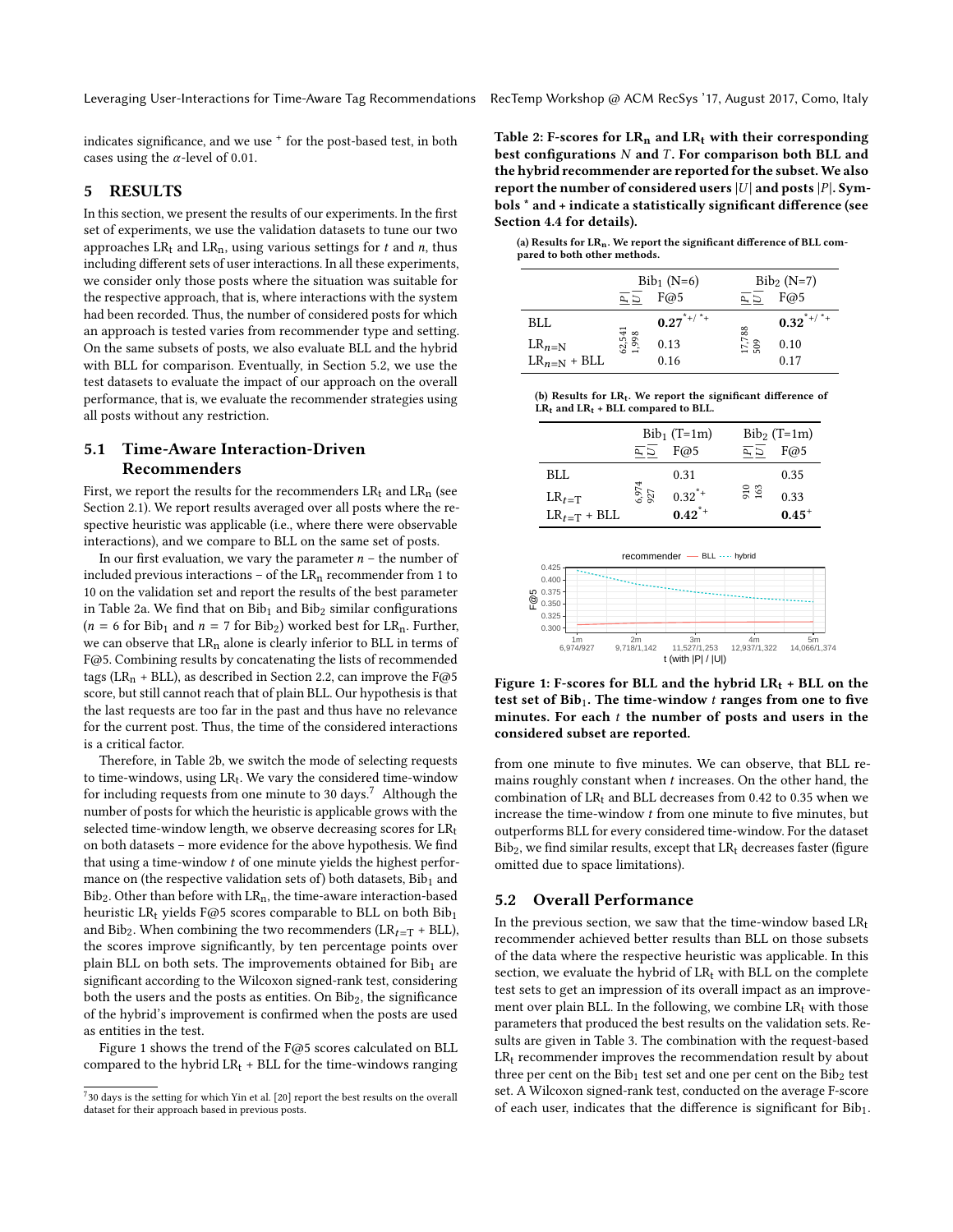indicates significance, and we use $^{+}$ for the post-based test, in both cases using the $\alpha$-level of 0.01.

## 5 RESULTS

In this section, we present the results of our experiments. In the first set of experiments, we use the validation datasets to tune our two approaches $LR_t$ and $LR_n$, using various settings for $t$ and $n$, thus including different sets of user interactions. In all these experiments, we consider only those posts where the situation was suitable for the respective approach, that is, where interactions with the system had been recorded. Thus, the number of considered posts for which an approach is tested varies from recommender type and setting. On the same subsets of posts, we also evaluate BLL and the hybrid with BLL for comparison. Eventually, in Section 5.2, we use the test datasets to evaluate the impact of our approach on the overall performance, that is, we evaluate the recommender strategies using all posts without any restriction.

### 5.1 Time-Aware Interaction-Driven Recommenders

First, we report the results for the recommenders $LR_t$ and $LR_n$ (see Section 2.1). We report results averaged over all posts where the respective heuristic was applicable (i.e., where there were observable interactions), and we compare to BLL on the same set of posts.

In our first evaluation, we vary the parameter $n$ – the number of included previous interactions – of the $LR_n$ recommender from 1 to 10 on the validation set and report the results of the best parameter in Table 2a. We find that on $Bib_1$ and $Bib_2$ similar configurations ($n = 6$ for $Bib_1$ and $n = 7$ for $Bib_2$) worked best for $LR_n$. Further, we can observe that $LR_n$ alone is clearly inferior to BLL in terms of F@5. Combining results by concatenating the lists of recommended tags ($LR_n$ + BLL), as described in Section 2.2, can improve the F@5 score, but still cannot reach that of plain BLL. Our hypothesis is that the last requests are too far in the past and thus have no relevance for the current post. Thus, the time of the considered interactions is a critical factor.

Therefore, in Table 2b, we switch the mode of selecting requests to time-windows, using $LR_t$. We vary the considered time-window for including requests from one minute to 30 days.[7] Although the number of posts for which the heuristic is applicable grows with the selected time-window length, we observe decreasing scores for $LR_t$ on both datasets – more evidence for the above hypothesis. We find that using a time-window $t$ of one minute yields the highest performance on (the respective validation sets of) both datasets, $Bib_1$ and $Bib_2$. Other than before with $LR_n$, the time-aware interaction-based heuristic $LR_t$ yields F@5 scores comparable to BLL on both $Bib_1$ and $Bib_2$. When combining the two recommenders ($LR_{t=T}$ + BLL), the scores improve significantly, by ten percentage points over plain BLL on both sets. The improvements obtained for $Bib_1$ are significant according to the Wilcoxon signed-rank test, considering both the users and the posts as entities. On $Bib_2$, the significance of the hybrid's improvement is confirmed when the posts are used as entities in the test.

Figure 1 shows the trend of the F@5 scores calculated on BLL compared to the hybrid $LR_t$ + BLL for the time-windows ranging from one minute to five minutes. We can observe, that BLL remains roughly constant when $t$ increases. On the other hand, the combination of $LR_t$ and BLL decreases from 0.42 to 0.35 when we increase the time-window $t$ from one minute to five minutes, but outperforms BLL for every considered time-window. For the dataset $Bib_2$, we find similar results, except that $LR_t$ decreases faster (figure omitted due to space limitations).

[7] 30 days is the setting for which Yin et al. [20] report the best results on the overall dataset for their approach based in previous posts.

**Table 2: F-scores for $LR_n$ and $LR_t$ with their corresponding best configurations $N$ and $T$. For comparison both BLL and the hybrid recommender are reported for the subset. We also report the number of considered users $|U|$ and posts $|P|$. Symbols * and + indicate a statistically significant difference (see Section 4.4 for details).**

**(a) Results for $LR_n$. We report the significant difference of BLL compared to both other methods.**

| | $Bib_1$ (N=6) | | $Bib_2$ (N=7) | |
|---|---|---|---|---|
| | $\frac{\|P\|}{\|U\|}$ | F@5 | $\frac{\|P\|}{\|U\|}$ | F@5 |
| BLL | 62,541 / 1,998 | $\mathbf{0.27}^{*+/*+}$ | 17,788 / 509 | $\mathbf{0.32}^{*+/*+}$ |
| $LR_{n=N}$ | | 0.13 | | 0.10 |
| $LR_{n=N}$ + BLL | | 0.16 | | 0.17 |

**(b) Results for $LR_t$. We report the significant difference of $LR_t$ and $LR_t$ + BLL compared to BLL.**

| | $Bib_1$ (T=1m) | | $Bib_2$ (T=1m) | |
|---|---|---|---|---|
| | $\frac{\|P\|}{\|U\|}$ | F@5 | $\frac{\|P\|}{\|U\|}$ | F@5 |
| BLL | 6,974 / 927 | 0.31 | 910 / 163 | 0.35 |
| $LR_{t=T}$ | | $0.32^{*+}$ | | 0.33 |
| $LR_{t=T}$ + BLL | | $\mathbf{0.42}^{*+}$ | | $\mathbf{0.45}^{+}$ |

**Figure 1: F-scores for BLL and the hybrid $LR_t$ + BLL on the test set of $Bib_1$. The time-window $t$ ranges from one to five minutes. For each $t$ the number of posts and users in the considered subset are reported.**

### 5.2 Overall Performance

In the previous section, we saw that the time-window based $LR_t$ recommender achieved better results than BLL on those subsets of the data where the respective heuristic was applicable. In this section, we evaluate the hybrid of $LR_t$ with BLL on the complete test sets to get an impression of its overall impact as an improvement over plain BLL. In the following, we combine $LR_t$ with those parameters that produced the best results on the validation sets. Results are given in Table 3. The combination with the request-based $LR_t$ recommender improves the recommendation result by about three per cent on the $Bib_1$ test set and one per cent on the $Bib_2$ test set. A Wilcoxon signed-rank test, conducted on the average F-score of each user, indicates that the difference is significant for $Bib_1$.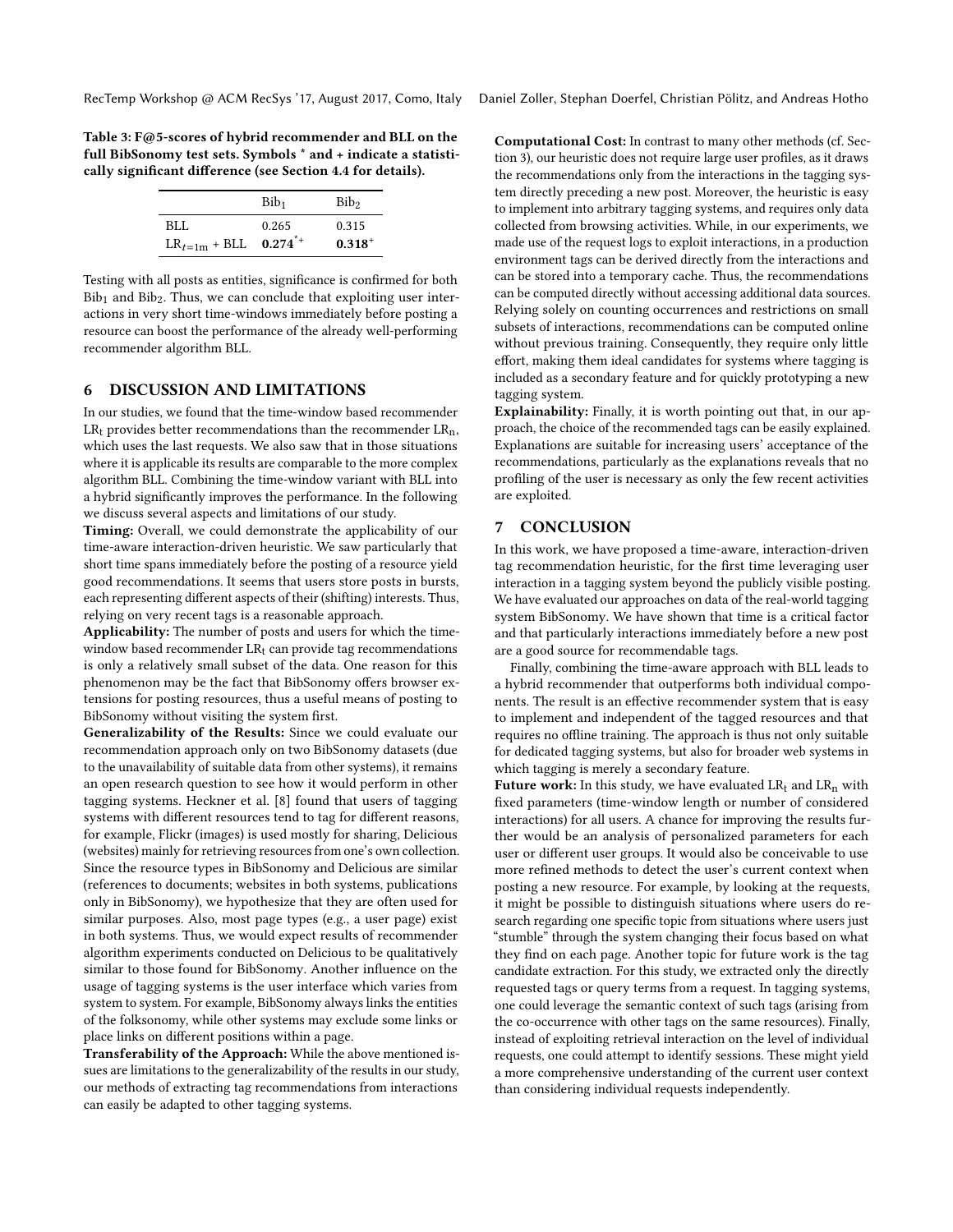Table 3: F@5-scores of hybrid recommender and BLL on the full BibSonomy test sets. Symbols * and + indicate a statistically significant difference (see Section 4.4 for details).

| | $\text{Bib}_1$ | $\text{Bib}_2$ |
|---|---|---|
| BLL | 0.265 | 0.315 |
| $\text{LR}_{t=1\text{m}}$ + BLL | $\mathbf{0.274}^{*+}$ | $\mathbf{0.318}^{+}$ |

Testing with all posts as entities, significance is confirmed for both $\text{Bib}_1$ and $\text{Bib}_2$. Thus, we can conclude that exploiting user interactions in very short time-windows immediately before posting a resource can boost the performance of the already well-performing recommender algorithm BLL.

## 6 DISCUSSION AND LIMITATIONS

In our studies, we found that the time-window based recommender $\text{LR}_\text{t}$ provides better recommendations than the recommender $\text{LR}_\text{n}$, which uses the last requests. We also saw that in those situations where it is applicable its results are comparable to the more complex algorithm BLL. Combining the time-window variant with BLL into a hybrid significantly improves the performance. In the following we discuss several aspects and limitations of our study.

**Timing:** Overall, we could demonstrate the applicability of our time-aware interaction-driven heuristic. We saw particularly that short time spans immediately before the posting of a resource yield good recommendations. It seems that users store posts in bursts, each representing different aspects of their (shifting) interests. Thus, relying on very recent tags is a reasonable approach.

**Applicability:** The number of posts and users for which the time-window based recommender $\text{LR}_\text{t}$ can provide tag recommendations is only a relatively small subset of the data. One reason for this phenomenon may be the fact that BibSonomy offers browser extensions for posting resources, thus a useful means of posting to BibSonomy without visiting the system first.

**Generalizability of the Results:** Since we could evaluate our recommendation approach only on two BibSonomy datasets (due to the unavailability of suitable data from other systems), it remains an open research question to see how it would perform in other tagging systems. Heckner et al. [8] found that users of tagging systems with different resources tend to tag for different reasons, for example, Flickr (images) is used mostly for sharing, Delicious (websites) mainly for retrieving resources from one's own collection. Since the resource types in BibSonomy and Delicious are similar (references to documents; websites in both systems, publications only in BibSonomy), we hypothesize that they are often used for similar purposes. Also, most page types (e.g., a user page) exist in both systems. Thus, we would expect results of recommender algorithm experiments conducted on Delicious to be qualitatively similar to those found for BibSonomy. Another influence on the usage of tagging systems is the user interface which varies from system to system. For example, BibSonomy always links the entities of the folksonomy, while other systems may exclude some links or place links on different positions within a page.

**Transferability of the Approach:** While the above mentioned issues are limitations to the generalizability of the results in our study, our methods of extracting tag recommendations from interactions can easily be adapted to other tagging systems.

**Computational Cost:** In contrast to many other methods (cf. Section 3), our heuristic does not require large user profiles, as it draws the recommendations only from the interactions in the tagging system directly preceding a new post. Moreover, the heuristic is easy to implement into arbitrary tagging systems, and requires only data collected from browsing activities. While, in our experiments, we made use of the request logs to exploit interactions, in a production environment tags can be derived directly from the interactions and can be stored into a temporary cache. Thus, the recommendations can be computed directly without accessing additional data sources. Relying solely on counting occurrences and restrictions on small subsets of interactions, recommendations can be computed online without previous training. Consequently, they require only little effort, making them ideal candidates for systems where tagging is included as a secondary feature and for quickly prototyping a new tagging system.

**Explainability:** Finally, it is worth pointing out that, in our approach, the choice of the recommended tags can be easily explained. Explanations are suitable for increasing users' acceptance of the recommendations, particularly as the explanations reveals that no profiling of the user is necessary as only the few recent activities are exploited.

## 7 CONCLUSION

In this work, we have proposed a time-aware, interaction-driven tag recommendation heuristic, for the first time leveraging user interaction in a tagging system beyond the publicly visible posting. We have evaluated our approaches on data of the real-world tagging system BibSonomy. We have shown that time is a critical factor and that particularly interactions immediately before a new post are a good source for recommendable tags.

Finally, combining the time-aware approach with BLL leads to a hybrid recommender that outperforms both individual components. The result is an effective recommender system that is easy to implement and independent of the tagged resources and that requires no offline training. The approach is thus not only suitable for dedicated tagging systems, but also for broader web systems in which tagging is merely a secondary feature.

**Future work:** In this study, we have evaluated $\text{LR}_\text{t}$ and $\text{LR}_\text{n}$ with fixed parameters (time-window length or number of considered interactions) for all users. A chance for improving the results further would be an analysis of personalized parameters for each user or different user groups. It would also be conceivable to use more refined methods to detect the user's current context when posting a new resource. For example, by looking at the requests, it might be possible to distinguish situations where users do research regarding one specific topic from situations where users just "stumble" through the system changing their focus based on what they find on each page. Another topic for future work is the tag candidate extraction. For this study, we extracted only the directly requested tags or query terms from a request. In tagging systems, one could leverage the semantic context of such tags (arising from the co-occurrence with other tags on the same resources). Finally, instead of exploiting retrieval interaction on the level of individual requests, one could attempt to identify sessions. These might yield a more comprehensive understanding of the current user context than considering individual requests independently.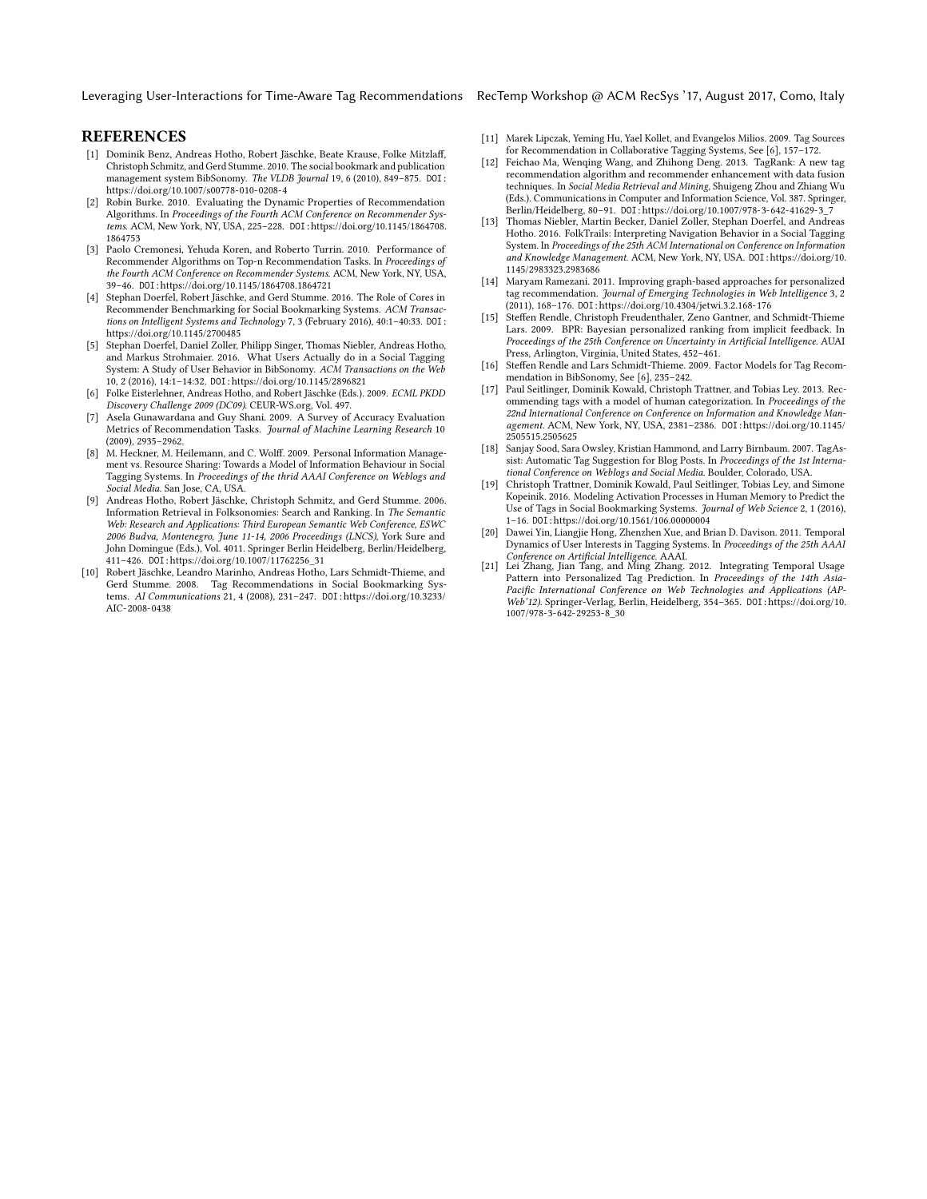## REFERENCES

[1] Dominik Benz, Andreas Hotho, Robert Jäschke, Beate Krause, Folke Mitzlaff, Christoph Schmitz, and Gerd Stumme. 2010. The social bookmark and publication management system BibSonomy. *The VLDB Journal* 19, 6 (2010), 849–875. DOI: https://doi.org/10.1007/s00778-010-0208-4

[2] Robin Burke. 2010. Evaluating the Dynamic Properties of Recommendation Algorithms. In *Proceedings of the Fourth ACM Conference on Recommender Systems*. ACM, New York, NY, USA, 225–228. DOI: https://doi.org/10.1145/1864708.1864753

[3] Paolo Cremonesi, Yehuda Koren, and Roberto Turrin. 2010. Performance of Recommender Algorithms on Top-n Recommendation Tasks. In *Proceedings of the Fourth ACM Conference on Recommender Systems*. ACM, New York, NY, USA, 39–46. DOI: https://doi.org/10.1145/1864708.1864721

[4] Stephan Doerfel, Robert Jäschke, and Gerd Stumme. 2016. The Role of Cores in Recommender Benchmarking for Social Bookmarking Systems. *ACM Transactions on Intelligent Systems and Technology* 7, 3 (February 2016), 40:1–40:33. DOI: https://doi.org/10.1145/2700485

[5] Stephan Doerfel, Daniel Zoller, Philipp Singer, Thomas Niebler, Andreas Hotho, and Markus Strohmaier. 2016. What Users Actually do in a Social Tagging System: A Study of User Behavior in BibSonomy. *ACM Transactions on the Web* 10, 2 (2016), 14:1–14:32. DOI: https://doi.org/10.1145/2896821

[6] Folke Eisterlehner, Andreas Hotho, and Robert Jäschke (Eds.). 2009. *ECML PKDD Discovery Challenge 2009 (DC09)*. CEUR-WS.org, Vol. 497.

[7] Asela Gunawardana and Guy Shani. 2009. A Survey of Accuracy Evaluation Metrics of Recommendation Tasks. *Journal of Machine Learning Research* 10 (2009), 2935–2962.

[8] M. Heckner, M. Heilemann, and C. Wolff. 2009. Personal Information Management vs. Resource Sharing: Towards a Model of Information Behaviour in Social Tagging Systems. In *Proceedings of the thrid AAAI Conference on Weblogs and Social Media*. San Jose, CA, USA.

[9] Andreas Hotho, Robert Jäschke, Christoph Schmitz, and Gerd Stumme. 2006. Information Retrieval in Folksonomies: Search and Ranking. In *The Semantic Web: Research and Applications: Third European Semantic Web Conference, ESWC 2006 Budva, Montenegro, June 11-14, 2006 Proceedings (LNCS)*, York Sure and John Domingue (Eds.), Vol. 4011. Springer Berlin Heidelberg, Berlin/Heidelberg, 411–426. DOI: https://doi.org/10.1007/11762256_31

[10] Robert Jäschke, Leandro Marinho, Andreas Hotho, Lars Schmidt-Thieme, and Gerd Stumme. 2008. Tag Recommendations in Social Bookmarking Systems. *AI Communications* 21, 4 (2008), 231–247. DOI: https://doi.org/10.3233/AIC-2008-0438

[11] Marek Lipczak, Yeming Hu, Yael Kollet, and Evangelos Milios. 2009. Tag Sources for Recommendation in Collaborative Tagging Systems, See [6], 157–172.

[12] Feichao Ma, Wenqing Wang, and Zhihong Deng. 2013. TagRank: A new tag recommendation algorithm and recommender enhancement with data fusion techniques. In *Social Media Retrieval and Mining*, Shuigeng Zhou and Zhiang Wu (Eds.). Communications in Computer and Information Science, Vol. 387. Springer, Berlin/Heidelberg, 80–91. DOI: https://doi.org/10.1007/978-3-642-41629-3_7

[13] Thomas Niebler, Martin Becker, Daniel Zoller, Stephan Doerfel, and Andreas Hotho. 2016. FolkTrails: Interpreting Navigation Behavior in a Social Tagging System. In *Proceedings of the 25th ACM International on Conference on Information and Knowledge Management*. ACM, New York, NY, USA. DOI: https://doi.org/10.1145/2983323.2983686

[14] Maryam Ramezani. 2011. Improving graph-based approaches for personalized tag recommendation. *Journal of Emerging Technologies in Web Intelligence* 3, 2 (2011), 168–176. DOI: https://doi.org/10.4304/jetwi.3.2.168-176

[15] Steffen Rendle, Christoph Freudenthaler, Zeno Gantner, and Schmidt-Thieme Lars. 2009. BPR: Bayesian personalized ranking from implicit feedback. In *Proceedings of the 25th Conference on Uncertainty in Artificial Intelligence*. AUAI Press, Arlington, Virginia, United States, 452–461.

[16] Steffen Rendle and Lars Schmidt-Thieme. 2009. Factor Models for Tag Recommendation in BibSonomy, See [6], 235–242.

[17] Paul Seitlinger, Dominik Kowald, Christoph Trattner, and Tobias Ley. 2013. Recommending tags with a model of human categorization. In *Proceedings of the 22nd International Conference on Conference on Information and Knowledge Management*. ACM, New York, NY, USA, 2381–2386. DOI: https://doi.org/10.1145/2505515.2505625

[18] Sanjay Sood, Sara Owsley, Kristian Hammond, and Larry Birnbaum. 2007. TagAssist: Automatic Tag Suggestion for Blog Posts. In *Proceedings of the 1st International Conference on Weblogs and Social Media*. Boulder, Colorado, USA.

[19] Christoph Trattner, Dominik Kowald, Paul Seitlinger, and Simone Kopeinik. 2016. Modeling Activation Processes in Human Memory to Predict the Use of Tags in Social Bookmarking Systems. *Journal of Web Science* 2, 1 (2016), 1–16. DOI: https://doi.org/10.1561/106.00000004

[20] Dawei Yin, Liangjie Hong, Zhenzhen Xue, and Brian D. Davison. 2011. Temporal Dynamics of User Interests in Tagging Systems. In *Proceedings of the 25th AAAI Conference on Artificial Intelligence*. AAAI.

[21] Lei Zhang, Jian Tang, and Ming Zhang. 2012. Integrating Temporal Usage Pattern into Personalized Tag Prediction. In *Proceedings of the 14th Asia-Pacific International Conference on Web Technologies and Applications (APWeb'12)*. Springer-Verlag, Berlin, Heidelberg, 354–365. DOI: https://doi.org/10.1007/978-3-642-29253-8_30